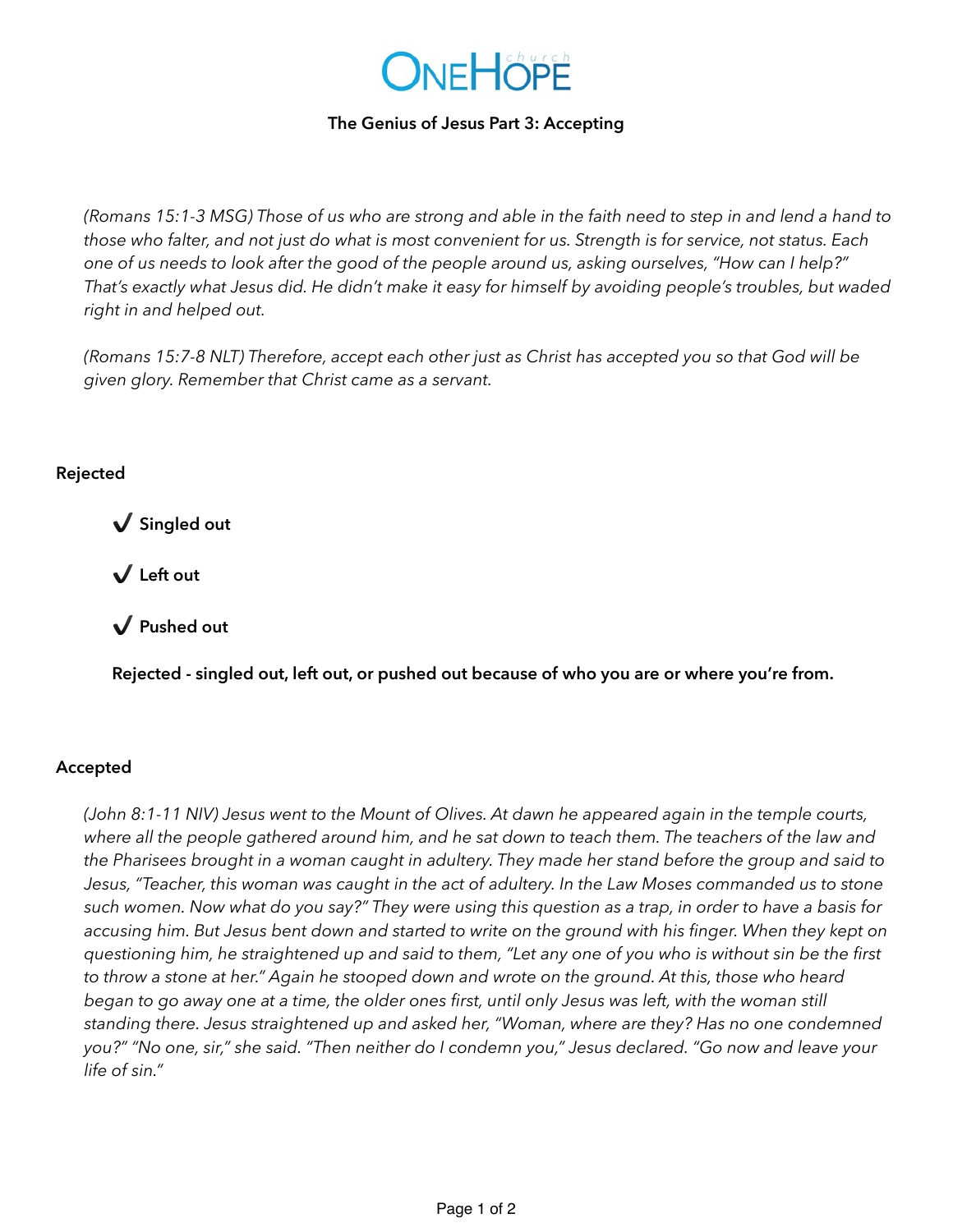# ONEHOPE church

## The Genius of Jesus Part 3: Accepting

*(Romans 15:1-3 MSG) Those of us who are strong and able in the faith need to step in and lend a hand to those who falter, and not just do what is most convenient for us. Strength is for service, not status. Each one of us needs to look after the good of the people around us, asking ourselves, "How can I help?" That's exactly what Jesus did. He didn't make it easy for himself by avoiding people's troubles, but waded right in and helped out.*

*(Romans 15:7-8 NLT) Therefore, accept each other just as Christ has accepted you so that God will be given glory. Remember that Christ came as a servant.*

### Rejected

- ✔ **Singled out**
- ✔ **Left out**
- ✔ **Pushed out**

**Rejected - singled out, left out, or pushed out because of who you are or where you're from.**

### Accepted

*(John 8:1-11 NIV) Jesus went to the Mount of Olives. At dawn he appeared again in the temple courts, where all the people gathered around him, and he sat down to teach them. The teachers of the law and the Pharisees brought in a woman caught in adultery. They made her stand before the group and said to Jesus, "Teacher, this woman was caught in the act of adultery. In the Law Moses commanded us to stone such women. Now what do you say?" They were using this question as a trap, in order to have a basis for accusing him. But Jesus bent down and started to write on the ground with his finger. When they kept on questioning him, he straightened up and said to them, "Let any one of you who is without sin be the first to throw a stone at her." Again he stooped down and wrote on the ground. At this, those who heard began to go away one at a time, the older ones first, until only Jesus was left, with the woman still standing there. Jesus straightened up and asked her, "Woman, where are they? Has no one condemned you?" "No one, sir," she said. "Then neither do I condemn you," Jesus declared. "Go now and leave your life of sin."*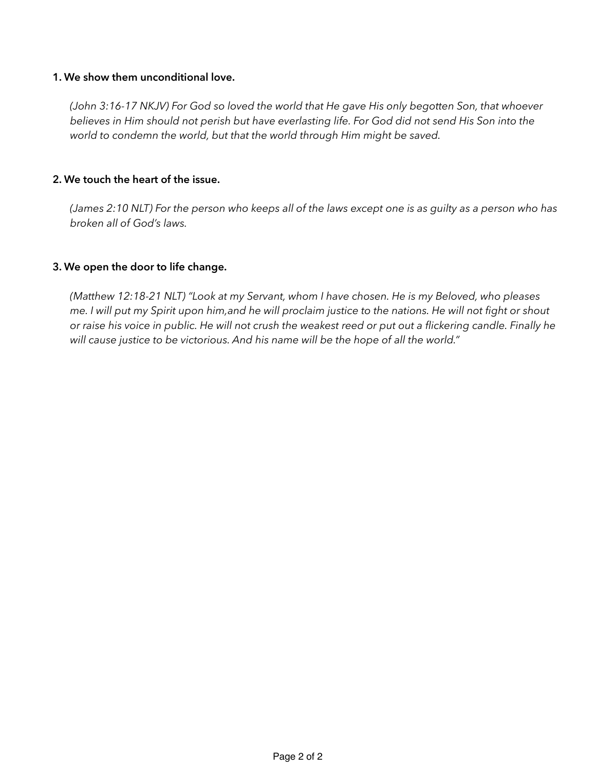**1. We show them unconditional love.**

*(John 3:16-17 NKJV) For God so loved the world that He gave His only begotten Son, that whoever believes in Him should not perish but have everlasting life. For God did not send His Son into the world to condemn the world, but that the world through Him might be saved.*

**2. We touch the heart of the issue.**

*(James 2:10 NLT) For the person who keeps all of the laws except one is as guilty as a person who has broken all of God's laws.*

**3. We open the door to life change.**

*(Matthew 12:18-21 NLT) "Look at my Servant, whom I have chosen. He is my Beloved, who pleases me. I will put my Spirit upon him,and he will proclaim justice to the nations. He will not fight or shout or raise his voice in public. He will not crush the weakest reed or put out a flickering candle. Finally he will cause justice to be victorious. And his name will be the hope of all the world."*